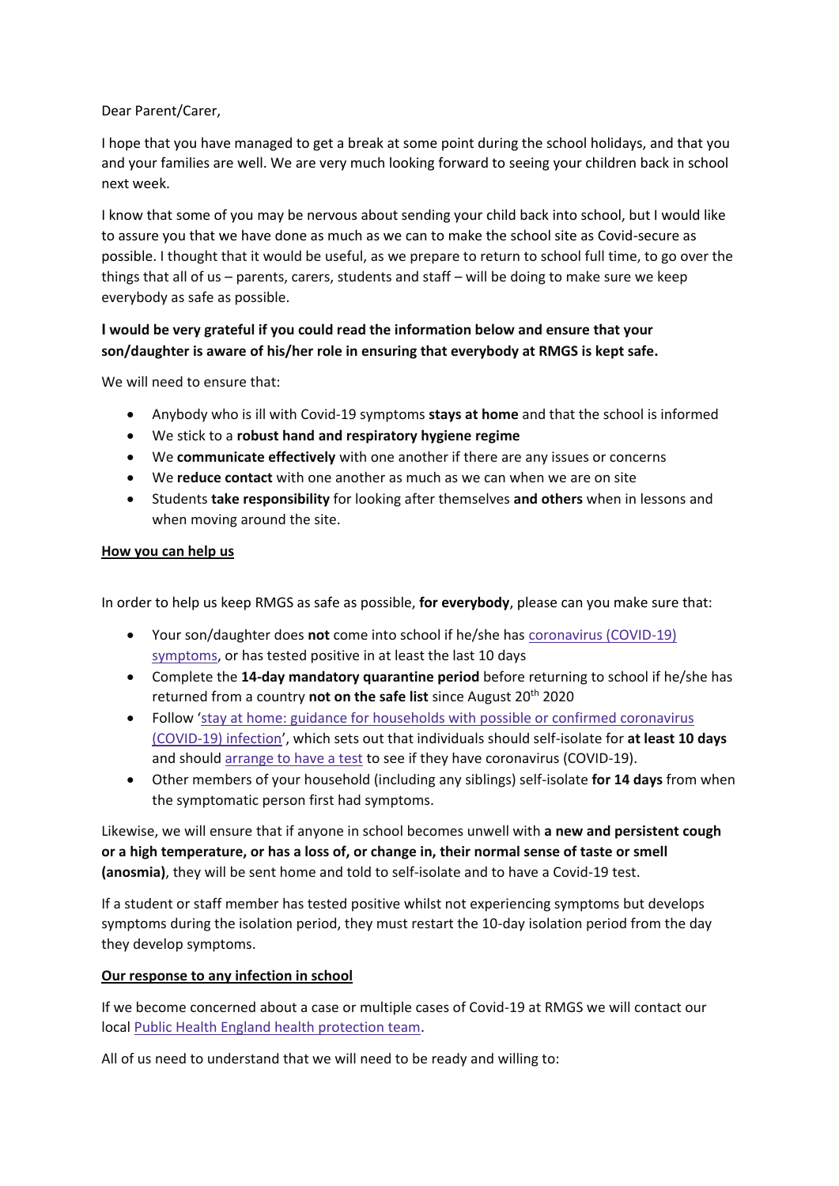Dear Parent/Carer,

I hope that you have managed to get a break at some point during the school holidays, and that you and your families are well. We are very much looking forward to seeing your children back in school next week.

I know that some of you may be nervous about sending your child back into school, but I would like to assure you that we have done as much as we can to make the school site as Covid-secure as possible. I thought that it would be useful, as we prepare to return to school full time, to go over the things that all of us – parents, carers, students and staff – will be doing to make sure we keep everybody as safe as possible.

**I would be very grateful if you could read the information below and ensure that your son/daughter is aware of his/her role in ensuring that everybody at RMGS is kept safe.**

We will need to ensure that:

- Anybody who is ill with Covid-19 symptoms **stays at home** and that the school is informed
- We stick to a **robust hand and respiratory hygiene regime**
- We **communicate effectively** with one another if there are any issues or concerns
- We **reduce contact** with one another as much as we can when we are on site
- Students **take responsibility** for looking after themselves **and others** when in lessons and when moving around the site.

**How you can help us**

In order to help us keep RMGS as safe as possible, **for everybody**, please can you make sure that:

- Your son/daughter does **not** come into school if he/she has coronavirus (COVID-19) symptoms, or has tested positive in at least the last 10 days
- Complete the **14-day mandatory quarantine period** before returning to school if he/she has returned from a country **not on the safe list** since August 20th 2020
- Follow 'stay at home: guidance for households with possible or confirmed coronavirus (COVID-19) infection', which sets out that individuals should self-isolate for **at least 10 days** and should arrange to have a test to see if they have coronavirus (COVID-19).
- Other members of your household (including any siblings) self-isolate **for 14 days** from when the symptomatic person first had symptoms.

Likewise, we will ensure that if anyone in school becomes unwell with **a new and persistent cough or a high temperature, or has a loss of, or change in, their normal sense of taste or smell (anosmia)**, they will be sent home and told to self-isolate and to have a Covid-19 test.

If a student or staff member has tested positive whilst not experiencing symptoms but develops symptoms during the isolation period, they must restart the 10-day isolation period from the day they develop symptoms.

**Our response to any infection in school**

If we become concerned about a case or multiple cases of Covid-19 at RMGS we will contact our local Public Health England health protection team.

All of us need to understand that we will need to be ready and willing to: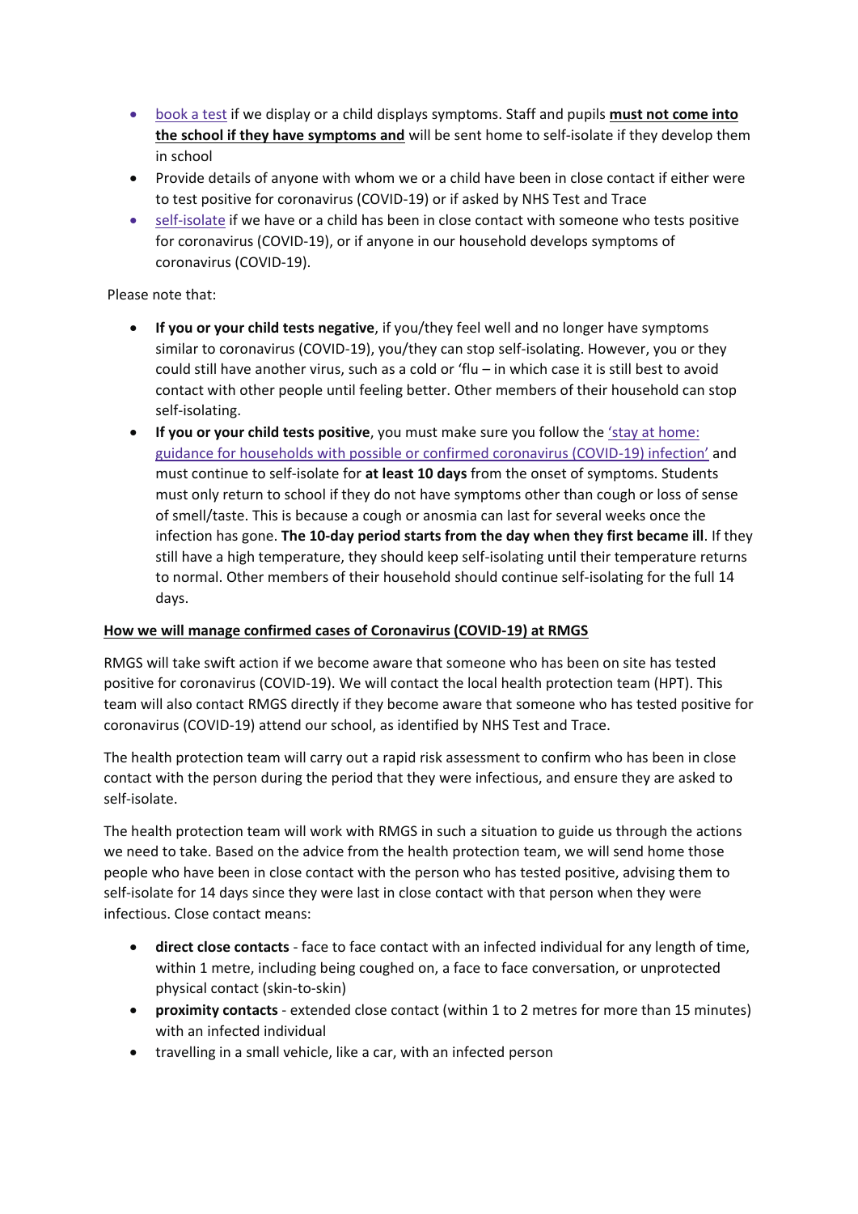- book a test if we display or a child displays symptoms. Staff and pupils **must not come into the school if they have symptoms and** will be sent home to self-isolate if they develop them in school
- Provide details of anyone with whom we or a child have been in close contact if either were to test positive for coronavirus (COVID-19) or if asked by NHS Test and Trace
- self-isolate if we have or a child has been in close contact with someone who tests positive for coronavirus (COVID-19), or if anyone in our household develops symptoms of coronavirus (COVID-19).

Please note that:

- **If you or your child tests negative**, if you/they feel well and no longer have symptoms similar to coronavirus (COVID-19), you/they can stop self-isolating. However, you or they could still have another virus, such as a cold or 'flu – in which case it is still best to avoid contact with other people until feeling better. Other members of their household can stop self-isolating.
- **If you or your child tests positive**, you must make sure you follow the 'stay at home: guidance for households with possible or confirmed coronavirus (COVID-19) infection' and must continue to self-isolate for **at least 10 days** from the onset of symptoms. Students must only return to school if they do not have symptoms other than cough or loss of sense of smell/taste. This is because a cough or anosmia can last for several weeks once the infection has gone. **The 10-day period starts from the day when they first became ill**. If they still have a high temperature, they should keep self-isolating until their temperature returns to normal. Other members of their household should continue self-isolating for the full 14 days.

**How we will manage confirmed cases of Coronavirus (COVID-19) at RMGS**

RMGS will take swift action if we become aware that someone who has been on site has tested positive for coronavirus (COVID-19). We will contact the local health protection team (HPT). This team will also contact RMGS directly if they become aware that someone who has tested positive for coronavirus (COVID-19) attend our school, as identified by NHS Test and Trace.

The health protection team will carry out a rapid risk assessment to confirm who has been in close contact with the person during the period that they were infectious, and ensure they are asked to self-isolate.

The health protection team will work with RMGS in such a situation to guide us through the actions we need to take. Based on the advice from the health protection team, we will send home those people who have been in close contact with the person who has tested positive, advising them to self-isolate for 14 days since they were last in close contact with that person when they were infectious. Close contact means:

- **direct close contacts** - face to face contact with an infected individual for any length of time, within 1 metre, including being coughed on, a face to face conversation, or unprotected physical contact (skin-to-skin)
- **proximity contacts** - extended close contact (within 1 to 2 metres for more than 15 minutes) with an infected individual
- travelling in a small vehicle, like a car, with an infected person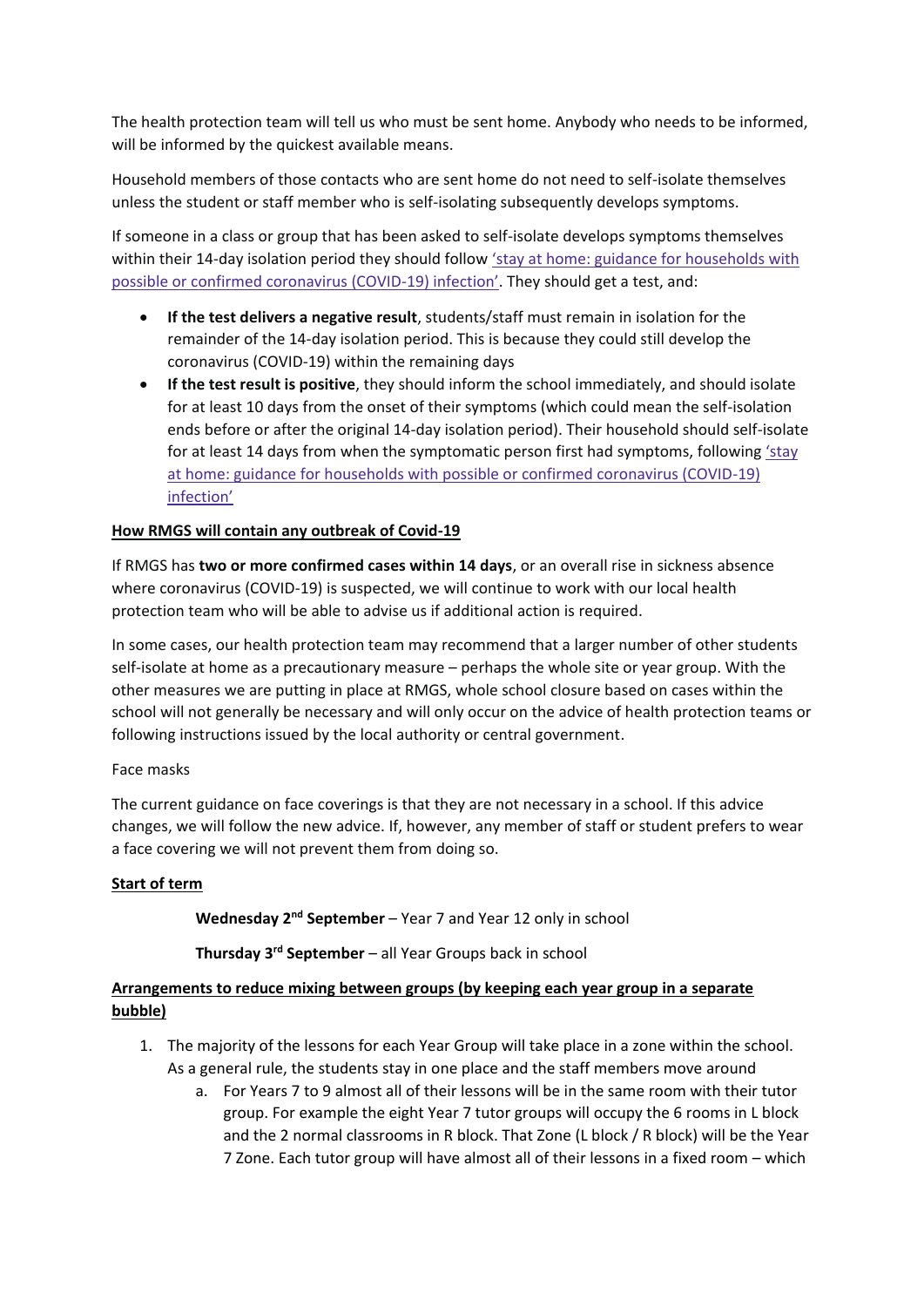The health protection team will tell us who must be sent home. Anybody who needs to be informed, will be informed by the quickest available means.

Household members of those contacts who are sent home do not need to self-isolate themselves unless the student or staff member who is self-isolating subsequently develops symptoms.

If someone in a class or group that has been asked to self-isolate develops symptoms themselves within their 14-day isolation period they should follow ['stay at home: guidance for households with possible or confirmed coronavirus (COVID-19) infection'](). They should get a test, and:

- **If the test delivers a negative result**, students/staff must remain in isolation for the remainder of the 14-day isolation period. This is because they could still develop the coronavirus (COVID-19) within the remaining days
- **If the test result is positive**, they should inform the school immediately, and should isolate for at least 10 days from the onset of their symptoms (which could mean the self-isolation ends before or after the original 14-day isolation period). Their household should self-isolate for at least 14 days from when the symptomatic person first had symptoms, following ['stay at home: guidance for households with possible or confirmed coronavirus (COVID-19) infection']()

**How RMGS will contain any outbreak of Covid-19**

If RMGS has **two or more confirmed cases within 14 days**, or an overall rise in sickness absence where coronavirus (COVID-19) is suspected, we will continue to work with our local health protection team who will be able to advise us if additional action is required.

In some cases, our health protection team may recommend that a larger number of other students self-isolate at home as a precautionary measure – perhaps the whole site or year group. With the other measures we are putting in place at RMGS, whole school closure based on cases within the school will not generally be necessary and will only occur on the advice of health protection teams or following instructions issued by the local authority or central government.

Face masks

The current guidance on face coverings is that they are not necessary in a school. If this advice changes, we will follow the new advice. If, however, any member of staff or student prefers to wear a face covering we will not prevent them from doing so.

**Start of term**

**Wednesday 2nd September** – Year 7 and Year 12 only in school

**Thursday 3rd September** – all Year Groups back in school

**Arrangements to reduce mixing between groups (by keeping each year group in a separate bubble)**

1. The majority of the lessons for each Year Group will take place in a zone within the school. As a general rule, the students stay in one place and the staff members move around
    a. For Years 7 to 9 almost all of their lessons will be in the same room with their tutor group. For example the eight Year 7 tutor groups will occupy the 6 rooms in L block and the 2 normal classrooms in R block. That Zone (L block / R block) will be the Year 7 Zone. Each tutor group will have almost all of their lessons in a fixed room – which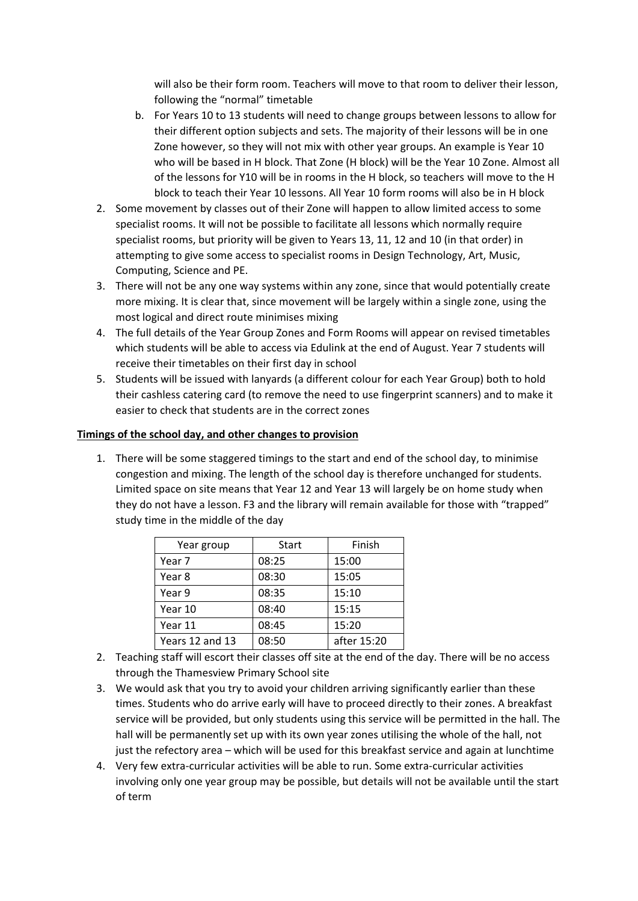will also be their form room. Teachers will move to that room to deliver their lesson, following the "normal" timetable

   b. For Years 10 to 13 students will need to change groups between lessons to allow for their different option subjects and sets. The majority of their lessons will be in one Zone however, so they will not mix with other year groups. An example is Year 10 who will be based in H block. That Zone (H block) will be the Year 10 Zone. Almost all of the lessons for Y10 will be in rooms in the H block, so teachers will move to the H block to teach their Year 10 lessons. All Year 10 form rooms will also be in H block

2. Some movement by classes out of their Zone will happen to allow limited access to some specialist rooms. It will not be possible to facilitate all lessons which normally require specialist rooms, but priority will be given to Years 13, 11, 12 and 10 (in that order) in attempting to give some access to specialist rooms in Design Technology, Art, Music, Computing, Science and PE.
3. There will not be any one way systems within any zone, since that would potentially create more mixing. It is clear that, since movement will be largely within a single zone, using the most logical and direct route minimises mixing
4. The full details of the Year Group Zones and Form Rooms will appear on revised timetables which students will be able to access via Edulink at the end of August. Year 7 students will receive their timetables on their first day in school
5. Students will be issued with lanyards (a different colour for each Year Group) both to hold their cashless catering card (to remove the need to use fingerprint scanners) and to make it easier to check that students are in the correct zones

**Timings of the school day, and other changes to provision**

1. There will be some staggered timings to the start and end of the school day, to minimise congestion and mixing. The length of the school day is therefore unchanged for students. Limited space on site means that Year 12 and Year 13 will largely be on home study when they do not have a lesson. F3 and the library will remain available for those with "trapped" study time in the middle of the day

| Year group | Start | Finish |
|---|---|---|
| Year 7 | 08:25 | 15:00 |
| Year 8 | 08:30 | 15:05 |
| Year 9 | 08:35 | 15:10 |
| Year 10 | 08:40 | 15:15 |
| Year 11 | 08:45 | 15:20 |
| Years 12 and 13 | 08:50 | after 15:20 |

2. Teaching staff will escort their classes off site at the end of the day. There will be no access through the Thamesview Primary School site
3. We would ask that you try to avoid your children arriving significantly earlier than these times. Students who do arrive early will have to proceed directly to their zones. A breakfast service will be provided, but only students using this service will be permitted in the hall. The hall will be permanently set up with its own year zones utilising the whole of the hall, not just the refectory area – which will be used for this breakfast service and again at lunchtime
4. Very few extra-curricular activities will be able to run. Some extra-curricular activities involving only one year group may be possible, but details will not be available until the start of term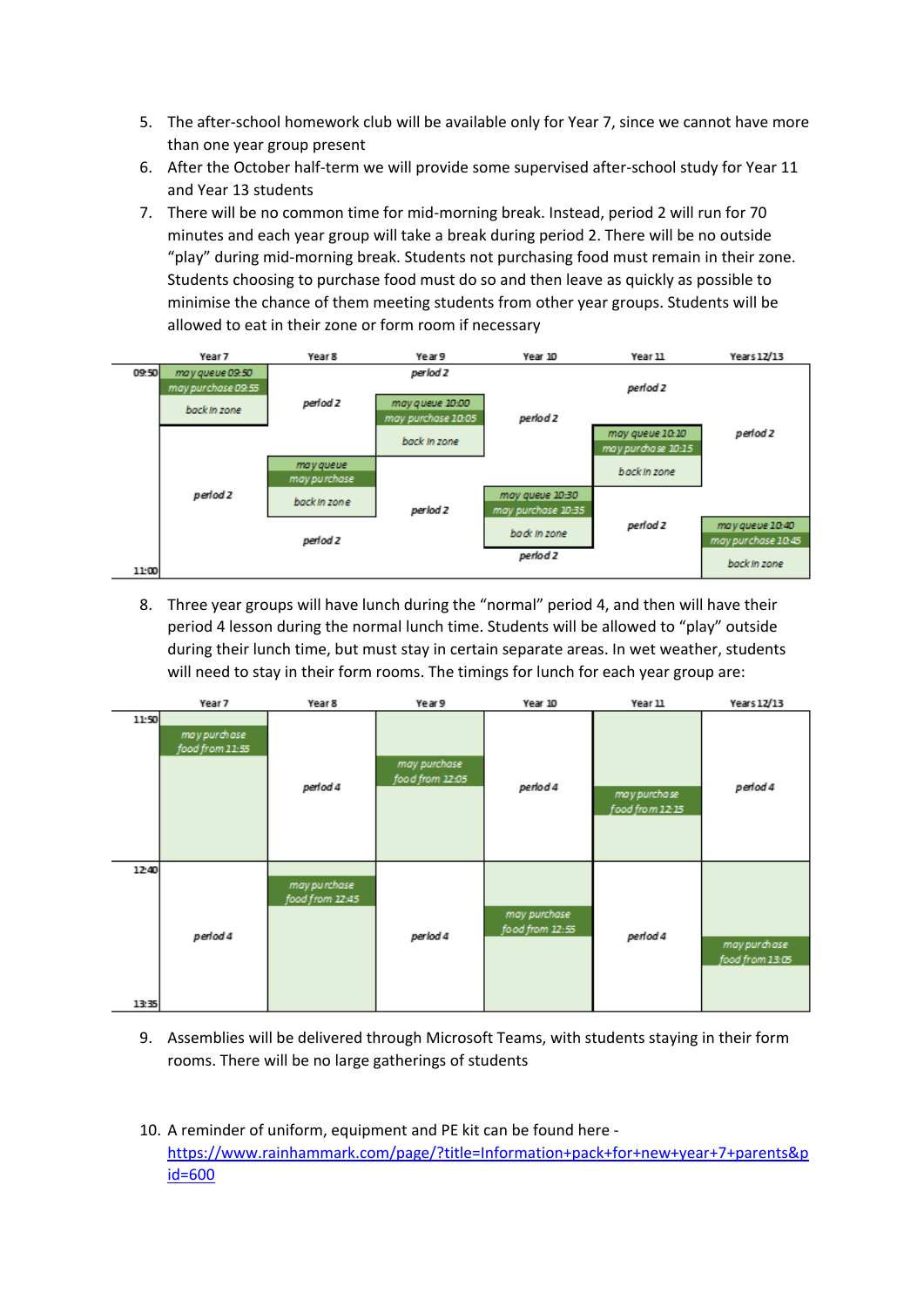5. The after-school homework club will be available only for Year 7, since we cannot have more than one year group present
6. After the October half-term we will provide some supervised after-school study for Year 11 and Year 13 students
7. There will be no common time for mid-morning break. Instead, period 2 will run for 70 minutes and each year group will take a break during period 2. There will be no outside "play" during mid-morning break. Students not purchasing food must remain in their zone. Students choosing to purchase food must do so and then leave as quickly as possible to minimise the chance of them meeting students from other year groups. Students will be allowed to eat in their zone or form room if necessary

| | Year 7 | Year 8 | Year 9 | Year 10 | Year 11 | Years 12/13 |
|---|---|---|---|---|---|---|
| 09:50 | may queue 09:50<br>may purchase 09:55<br>back in zone | period 2 | period 2 | period 2 | period 2 | period 2 |
| | period 2 | period 2 | may queue 10:00<br>may purchase 10:05<br>back in zone | period 2 | period 2 | period 2 |
| | period 2 | period 2 | period 2 | period 2 | may queue 10:10<br>may purchase 10:15<br>back in zone | period 2 |
| | period 2 | may queue<br>may purchase<br>back in zone | period 2 | period 2 | period 2 | period 2 |
| | period 2 | period 2 | period 2 | may queue 10:30<br>may purchase 10:35<br>back in zone | period 2 | period 2 |
| 11:00 | period 2 | period 2 | period 2 | period 2 | period 2 | may queue 10:40<br>may purchase 10:45<br>back in zone |

8. Three year groups will have lunch during the "normal" period 4, and then will have their period 4 lesson during the normal lunch time. Students will be allowed to "play" outside during their lunch time, but must stay in certain separate areas. In wet weather, students will need to stay in their form rooms. The timings for lunch for each year group are:

| | Year 7 | Year 8 | Year 9 | Year 10 | Year 11 | Years 12/13 |
|---|---|---|---|---|---|---|
| 11:50 – 12:40 | may purchase food from 11:55 | period 4 | may purchase food from 12:05 | period 4 | may purchase food from 12:15 | period 4 |
| 12:40 – 13:35 | period 4 | may purchase food from 12:45 | period 4 | may purchase food from 12:55 | period 4 | may purchase food from 13:05 |

9. Assemblies will be delivered through Microsoft Teams, with students staying in their form rooms. There will be no large gatherings of students

10. A reminder of uniform, equipment and PE kit can be found here - https://www.rainhammark.com/page/?title=Information+pack+for+new+year+7+parents&pid=600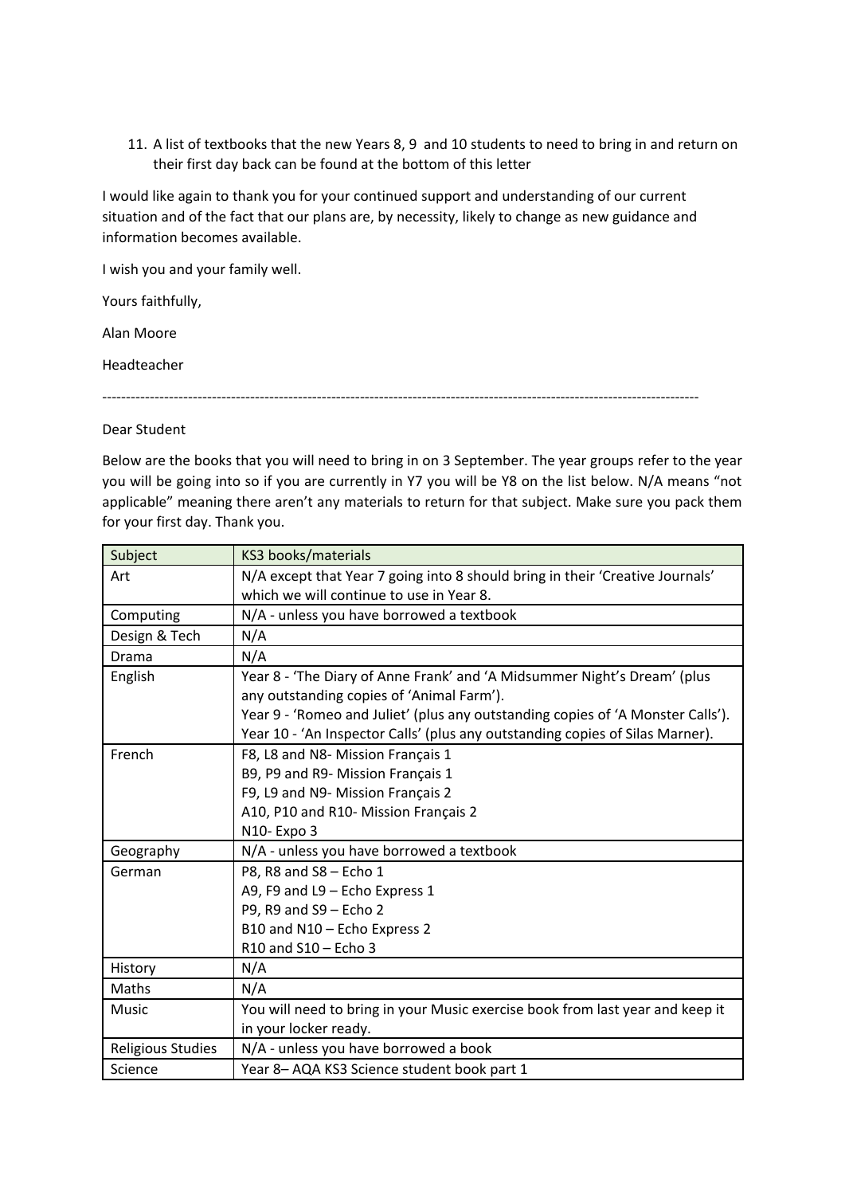11. A list of textbooks that the new Years 8, 9 and 10 students to need to bring in and return on their first day back can be found at the bottom of this letter

I would like again to thank you for your continued support and understanding of our current situation and of the fact that our plans are, by necessity, likely to change as new guidance and information becomes available.

I wish you and your family well.

Yours faithfully,

Alan Moore

Headteacher

---

Dear Student

Below are the books that you will need to bring in on 3 September. The year groups refer to the year you will be going into so if you are currently in Y7 you will be Y8 on the list below. N/A means "not applicable" meaning there aren't any materials to return for that subject. Make sure you pack them for your first day. Thank you.

| Subject | KS3 books/materials |
|---|---|
| Art | N/A except that Year 7 going into 8 should bring in their 'Creative Journals' which we will continue to use in Year 8. |
| Computing | N/A - unless you have borrowed a textbook |
| Design & Tech | N/A |
| Drama | N/A |
| English | Year 8 - 'The Diary of Anne Frank' and 'A Midsummer Night's Dream' (plus any outstanding copies of 'Animal Farm').<br>Year 9 - 'Romeo and Juliet' (plus any outstanding copies of 'A Monster Calls').<br>Year 10 - 'An Inspector Calls' (plus any outstanding copies of Silas Marner). |
| French | F8, L8 and N8- Mission Français 1<br>B9, P9 and R9- Mission Français 1<br>F9, L9 and N9- Mission Français 2<br>A10, P10 and R10- Mission Français 2<br>N10- Expo 3 |
| Geography | N/A - unless you have borrowed a textbook |
| German | P8, R8 and S8 – Echo 1<br>A9, F9 and L9 – Echo Express 1<br>P9, R9 and S9 – Echo 2<br>B10 and N10 – Echo Express 2<br>R10 and S10 – Echo 3 |
| History | N/A |
| Maths | N/A |
| Music | You will need to bring in your Music exercise book from last year and keep it in your locker ready. |
| Religious Studies | N/A - unless you have borrowed a book |
| Science | Year 8– AQA KS3 Science student book part 1 |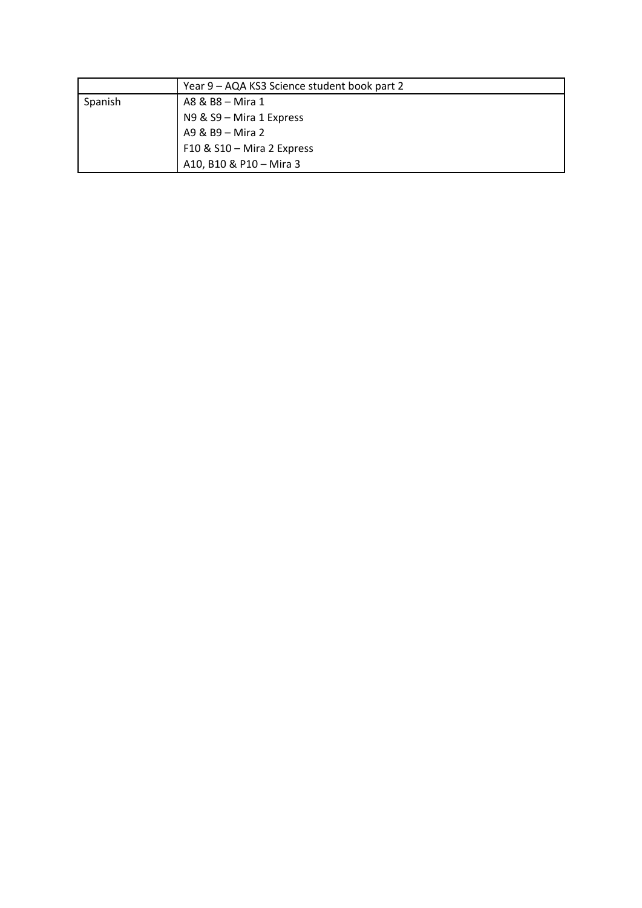| | |
|---|---|
| | Year 9 – AQA KS3 Science student book part 2 |
| Spanish | A8 & B8 – Mira 1<br>N9 & S9 – Mira 1 Express<br>A9 & B9 – Mira 2<br>F10 & S10 – Mira 2 Express<br>A10, B10 & P10 – Mira 3 |